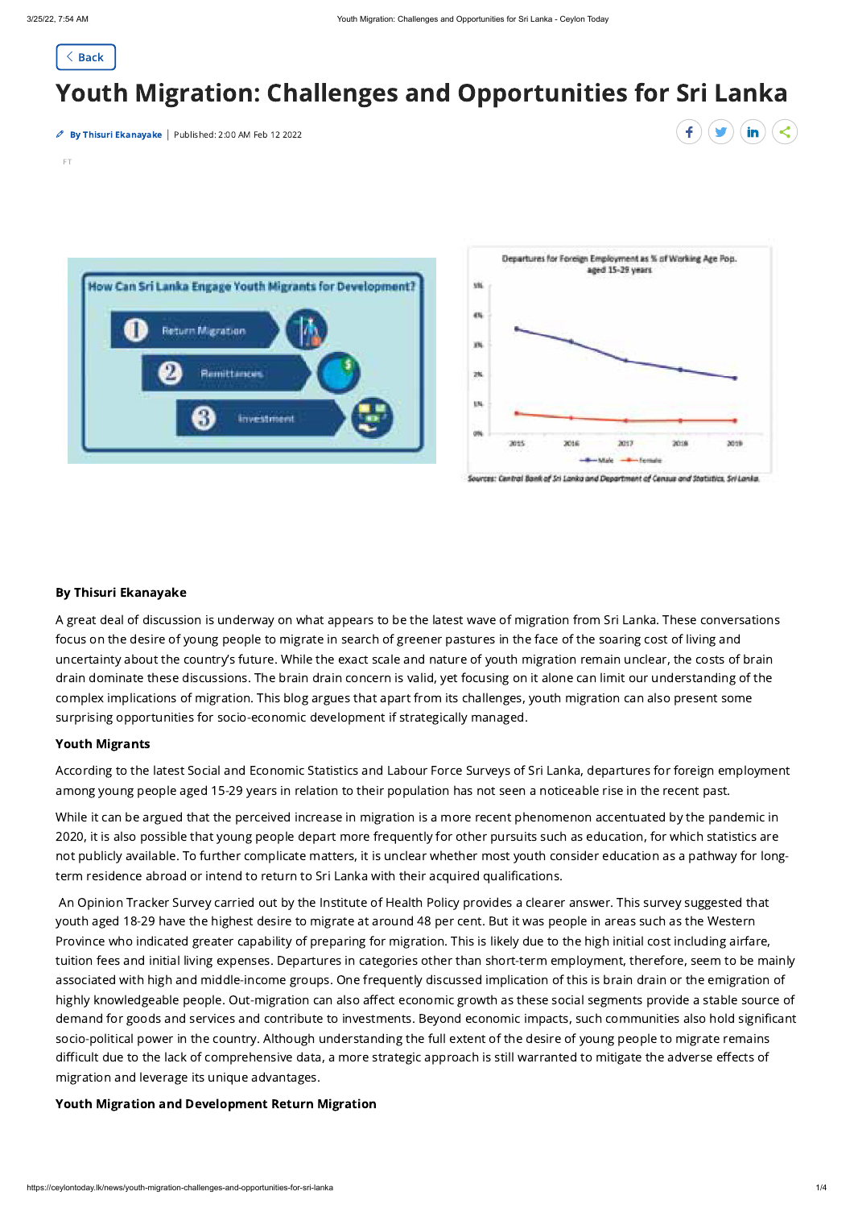# Youth Migration: Challenges and Opportunities for Sri Lanka

By Thisuri Ekanayake | Published: 2:00 AM Feb 12 2022

FT

Sources: Central Bank of Sri Lanka and Department of Census and Statistics, Sri Lanka

**By Thisuri Ekanayake**

A great deal of discussion is underway on what appears to be the latest wave of migration from Sri Lanka. These conversations focus on the desire of young people to migrate in search of greener pastures in the face of the soaring cost of living and uncertainty about the country's future. While the exact scale and nature of youth migration remain unclear, the costs of brain drain dominate these discussions. The brain drain concern is valid, yet focusing on it alone can limit our understanding of the complex implications of migration. This blog argues that apart from its challenges, youth migration can also present some surprising opportunities for socio-economic development if strategically managed.

**Youth Migrants**

According to the latest Social and Economic Statistics and Labour Force Surveys of Sri Lanka, departures for foreign employment among young people aged 15-29 years in relation to their population has not seen a noticeable rise in the recent past.

While it can be argued that the perceived increase in migration is a more recent phenomenon accentuated by the pandemic in 2020, it is also possible that young people depart more frequently for other pursuits such as education, for which statistics are not publicly available. To further complicate matters, it is unclear whether most youth consider education as a pathway for long-term residence abroad or intend to return to Sri Lanka with their acquired qualifications.

An Opinion Tracker Survey carried out by the Institute of Health Policy provides a clearer answer. This survey suggested that youth aged 18-29 have the highest desire to migrate at around 48 per cent. But it was people in areas such as the Western Province who indicated greater capability of preparing for migration. This is likely due to the high initial cost including airfare, tuition fees and initial living expenses. Departures in categories other than short-term employment, therefore, seem to be mainly associated with high and middle-income groups. One frequently discussed implication of this is brain drain or the emigration of highly knowledgeable people. Out-migration can also affect economic growth as these social segments provide a stable source of demand for goods and services and contribute to investments. Beyond economic impacts, such communities also hold significant socio-political power in the country. Although understanding the full extent of the desire of young people to migrate remains difficult due to the lack of comprehensive data, a more strategic approach is still warranted to mitigate the adverse effects of migration and leverage its unique advantages.

**Youth Migration and Development Return Migration**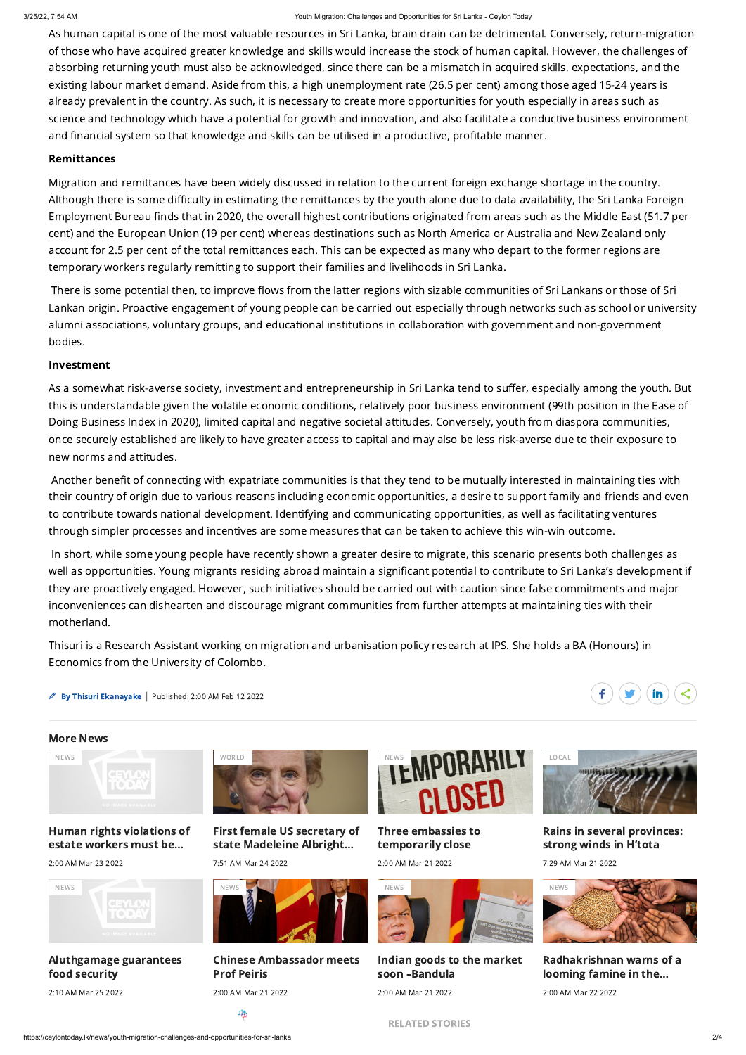As human capital is one of the most valuable resources in Sri Lanka, brain drain can be detrimental. Conversely, return-migration of those who have acquired greater knowledge and skills would increase the stock of human capital. However, the challenges of absorbing returning youth must also be acknowledged, since there can be a mismatch in acquired skills, expectations, and the existing labour market demand. Aside from this, a high unemployment rate (26.5 per cent) among those aged 15-24 years is already prevalent in the country. As such, it is necessary to create more opportunities for youth especially in areas such as science and technology which have a potential for growth and innovation, and also facilitate a conductive business environment and financial system so that knowledge and skills can be utilised in a productive, profitable manner.

**Remittances**

Migration and remittances have been widely discussed in relation to the current foreign exchange shortage in the country. Although there is some difficulty in estimating the remittances by the youth alone due to data availability, the Sri Lanka Foreign Employment Bureau finds that in 2020, the overall highest contributions originated from areas such as the Middle East (51.7 per cent) and the European Union (19 per cent) whereas destinations such as North America or Australia and New Zealand only account for 2.5 per cent of the total remittances each. This can be expected as many who depart to the former regions are temporary workers regularly remitting to support their families and livelihoods in Sri Lanka.

There is some potential then, to improve flows from the latter regions with sizable communities of Sri Lankans or those of Sri Lankan origin. Proactive engagement of young people can be carried out especially through networks such as school or university alumni associations, voluntary groups, and educational institutions in collaboration with government and non-government bodies.

**Investment**

As a somewhat risk-averse society, investment and entrepreneurship in Sri Lanka tend to suffer, especially among the youth. But this is understandable given the volatile economic conditions, relatively poor business environment (99th position in the Ease of Doing Business Index in 2020), limited capital and negative societal attitudes. Conversely, youth from diaspora communities, once securely established are likely to have greater access to capital and may also be less risk-averse due to their exposure to new norms and attitudes.

Another benefit of connecting with expatriate communities is that they tend to be mutually interested in maintaining ties with their country of origin due to various reasons including economic opportunities, a desire to support family and friends and even to contribute towards national development. Identifying and communicating opportunities, as well as facilitating ventures through simpler processes and incentives are some measures that can be taken to achieve this win-win outcome.

In short, while some young people have recently shown a greater desire to migrate, this scenario presents both challenges as well as opportunities. Young migrants residing abroad maintain a significant potential to contribute to Sri Lanka's development if they are proactively engaged. However, such initiatives should be carried out with caution since false commitments and major inconveniences can dishearten and discourage migrant communities from further attempts at maintaining ties with their motherland.

Thisuri is a Research Assistant working on migration and urbanisation policy research at IPS. She holds a BA (Honours) in Economics from the University of Colombo.

**By Thisuri Ekanayake** | Published: 2:00 AM Feb 12 2022

## More News

NEWS
**Human rights violations of estate workers must be...**
2:00 AM Mar 23 2022

WORLD
**First female US secretary of state Madeleine Albright...**
7:51 AM Mar 24 2022

NEWS
**Three embassies to temporarily close**
2:00 AM Mar 21 2022

LOCAL
**Rains in several provinces: strong winds in H'tota**
7:29 AM Mar 21 2022

NEWS
**Aluthgamage guarantees food security**
2:10 AM Mar 25 2022

NEWS
**Chinese Ambassador meets Prof Peiris**
2:00 AM Mar 21 2022

NEWS
**Indian goods to the market soon –Bandula**
2:00 AM Mar 21 2022

NEWS
**Radhakrishnan warns of a looming famine in the...**
2:00 AM Mar 22 2022

RELATED STORIES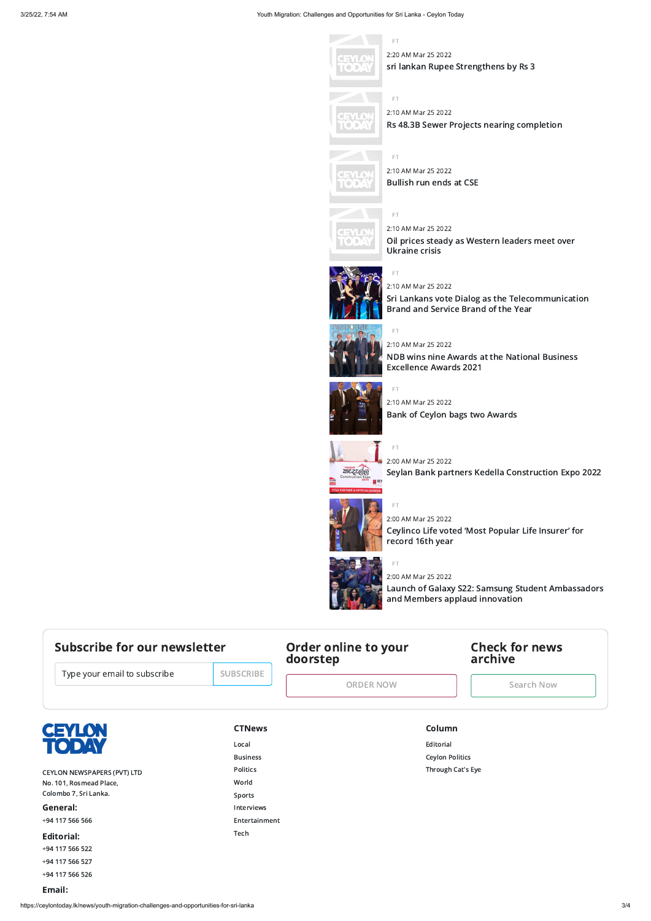FT

2:20 AM Mar 25 2022

sri lankan Rupee Strengthens by Rs 3

FT

2:10 AM Mar 25 2022

Rs 48.3B Sewer Projects nearing completion

FT

2:10 AM Mar 25 2022

Bullish run ends at CSE

FT

2:10 AM Mar 25 2022

Oil prices steady as Western leaders meet over Ukraine crisis

FT

2:10 AM Mar 25 2022

Sri Lankans vote Dialog as the Telecommunication Brand and Service Brand of the Year

FT

2:10 AM Mar 25 2022

NDB wins nine Awards at the National Business Excellence Awards 2021

FT

2:10 AM Mar 25 2022

Bank of Ceylon bags two Awards

FT

2:00 AM Mar 25 2022

Seylan Bank partners Kedella Construction Expo 2022

FT

2:00 AM Mar 25 2022

Ceylinco Life voted 'Most Popular Life Insurer' for record 16th year

FT

2:00 AM Mar 25 2022

Launch of Galaxy S22: Samsung Student Ambassadors and Members applaud innovation

## Subscribe for our newsletter

Type your email to subscribe

SUBSCRIBE

## Order online to your doorstep

ORDER NOW

## Check for news archive

Search Now

CEYLON NEWSPAPERS (PVT) LTD
No. 101, Rosmead Place,
Colombo 7, Sri Lanka.

**General:**
+94 117 566 566

**Editorial:**
+94 117 566 522
+94 117 566 527
+94 117 566 526

**Email:**

**CTNews**
- Local
- Business
- Politics
- World
- Sports
- Interviews
- Entertainment
- Tech

**Column**
- Editorial
- Ceylon Politics
- Through Cat's Eye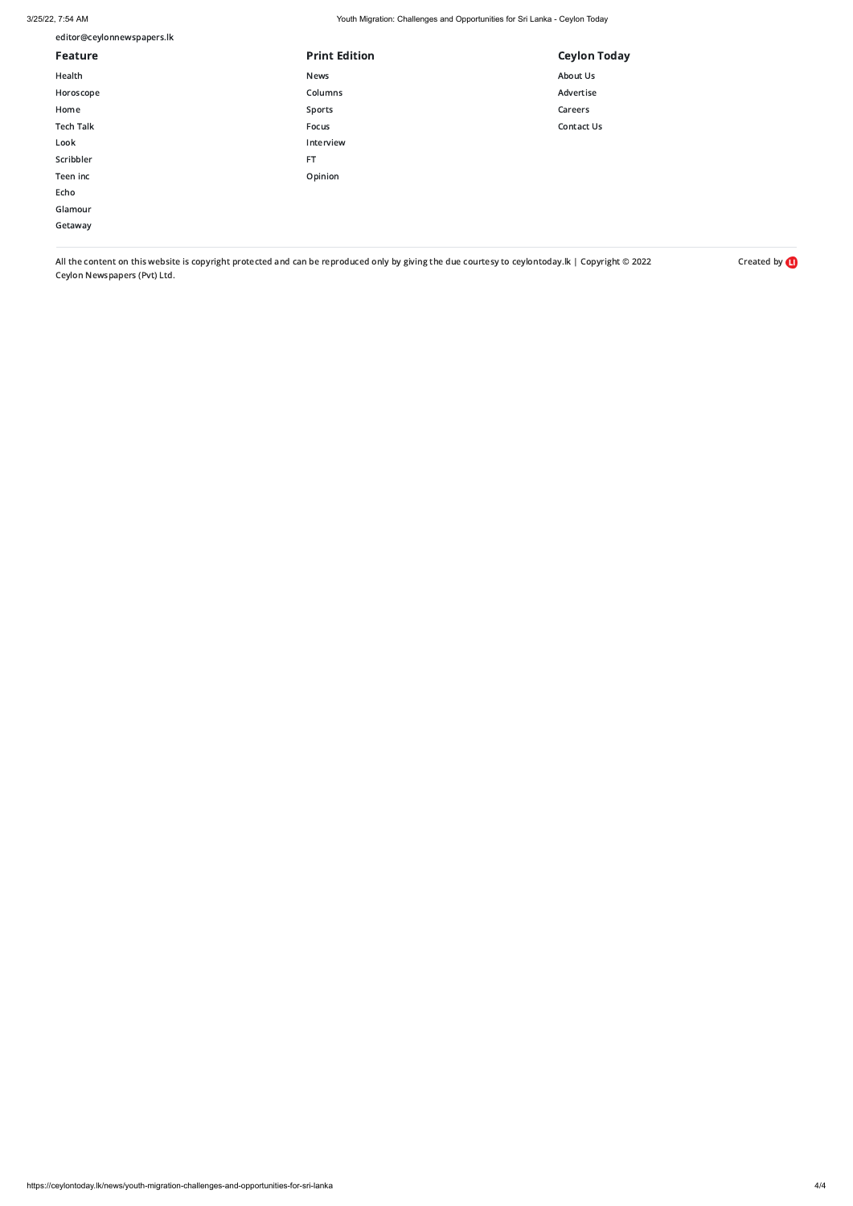editor@ceylonnewspapers.lk

**Feature**

- Health
- Horoscope
- Home
- Tech Talk
- Look
- Scribbler
- Teen inc
- Echo
- Glamour
- Getaway

**Print Edition**

- News
- Columns
- Sports
- Focus
- Interview
- FT
- Opinion

**Ceylon Today**

- About Us
- Advertise
- Careers
- Contact Us

All the content on this website is copyright protected and can be reproduced only by giving the due courtesy to ceylontoday.lk | Copyright © 2022 Ceylon Newspapers (Pvt) Ltd.

Created by